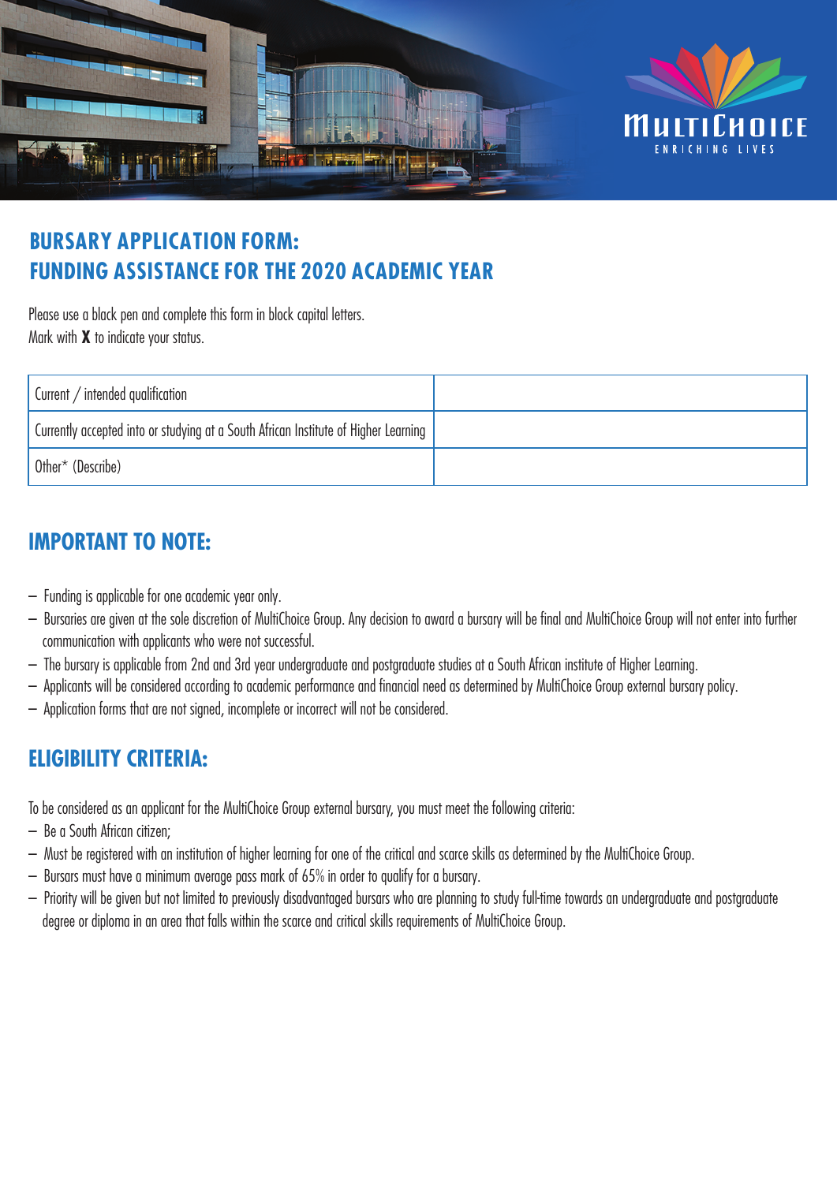MultiChoice
ENRICHING LIVES

# BURSARY APPLICATION FORM: FUNDING ASSISTANCE FOR THE 2020 ACADEMIC YEAR

Please use a black pen and complete this form in block capital letters.
Mark with **X** to indicate your status.

| Current / intended qualification | |
|---|---|
| Currently accepted into or studying at a South African Institute of Higher Learning | |
| Other* (Describe) | |

## IMPORTANT TO NOTE:

- Funding is applicable for one academic year only.
- Bursaries are given at the sole discretion of MultiChoice Group. Any decision to award a bursary will be final and MultiChoice Group will not enter into further communication with applicants who were not successful.
- The bursary is applicable from 2nd and 3rd year undergraduate and postgraduate studies at a South African institute of Higher Learning.
- Applicants will be considered according to academic performance and financial need as determined by MultiChoice Group external bursary policy.
- Application forms that are not signed, incomplete or incorrect will not be considered.

## ELIGIBILITY CRITERIA:

To be considered as an applicant for the MultiChoice Group external bursary, you must meet the following criteria:

- Be a South African citizen;
- Must be registered with an institution of higher learning for one of the critical and scarce skills as determined by the MultiChoice Group.
- Bursars must have a minimum average pass mark of 65% in order to qualify for a bursary.
- Priority will be given but not limited to previously disadvantaged bursars who are planning to study full-time towards an undergraduate and postgraduate degree or diploma in an area that falls within the scarce and critical skills requirements of MultiChoice Group.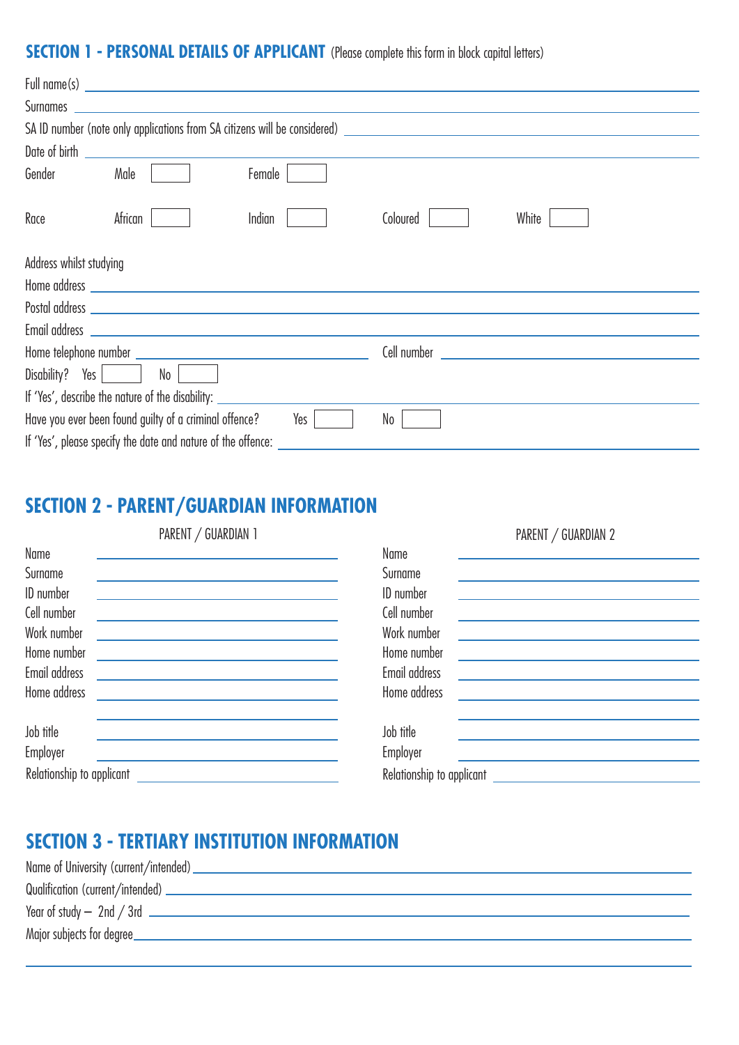## SECTION 1 - PERSONAL DETAILS OF APPLICANT (Please complete this form in block capital letters)

Full name(s) ______________________________

Surnames ______________________________

SA ID number (note only applications from SA citizens will be considered) ______________________________

Date of birth ______________________________

Gender    Male [ ]    Female [ ]

Race    African [ ]    Indian [ ]    Coloured [ ]    White [ ]

Address whilst studying

Home address ______________________________

Postal address ______________________________

Email address ______________________________

Home telephone number ______________________________    Cell number ______________________________

Disability?    Yes [ ]    No [ ]

If 'Yes', describe the nature of the disability: ______________________________

Have you ever been found guilty of a criminal offence?    Yes [ ]    No [ ]

If 'Yes', please specify the date and nature of the offence: ______________________________

## SECTION 2 - PARENT/GUARDIAN INFORMATION

| PARENT / GUARDIAN 1 | | PARENT / GUARDIAN 2 | |
|---|---|---|---|
| Name | | Name | |
| Surname | | Surname | |
| ID number | | ID number | |
| Cell number | | Cell number | |
| Work number | | Work number | |
| Home number | | Home number | |
| Email address | | Email address | |
| Home address | | Home address | |
| | | | |
| Job title | | Job title | |
| Employer | | Employer | |
| Relationship to applicant | | Relationship to applicant | |

## SECTION 3 - TERTIARY INSTITUTION INFORMATION

Name of University (current/intended) ______________________________

Qualification (current/intended) ______________________________

Year of study – 2nd / 3rd ______________________________

Major subjects for degree ______________________________

______________________________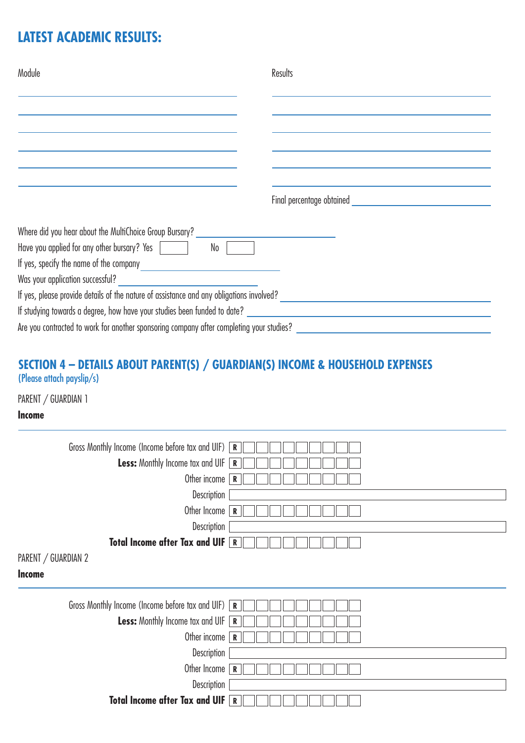## LATEST ACADEMIC RESULTS:

| Module | Results |
| --- | --- |
| | |
| | |
| | |
| | |
| | |
| | |

Final percentage obtained ______________________

Where did you hear about the MultiChoice Group Bursary? ______________________

Have you applied for any other bursary? Yes [ ] No [ ]

If yes, specify the name of the company ______________________

Was your application successful? ______________________

If yes, please provide details of the nature of assistance and any obligations involved? ______________________

If studying towards a degree, how have your studies been funded to date? ______________________

Are you contracted to work for another sponsoring company after completing your studies? ______________________

## SECTION 4 – DETAILS ABOUT PARENT(S) / GUARDIAN(S) INCOME & HOUSEHOLD EXPENSES

(Please attach payslip/s)

PARENT / GUARDIAN 1

**Income**

| | |
| --- | --- |
| Gross Monthly Income (Income before tax and UIF) | R |
| **Less:** Monthly Income tax and UIF | R |
| Other income | R |
| Description | |
| Other Income | R |
| Description | |
| **Total Income after Tax and UIF** | R |

PARENT / GUARDIAN 2

**Income**

| | |
| --- | --- |
| Gross Monthly Income (Income before tax and UIF) | R |
| **Less:** Monthly Income tax and UIF | R |
| Other income | R |
| Description | |
| Other Income | R |
| Description | |
| **Total Income after Tax and UIF** | R |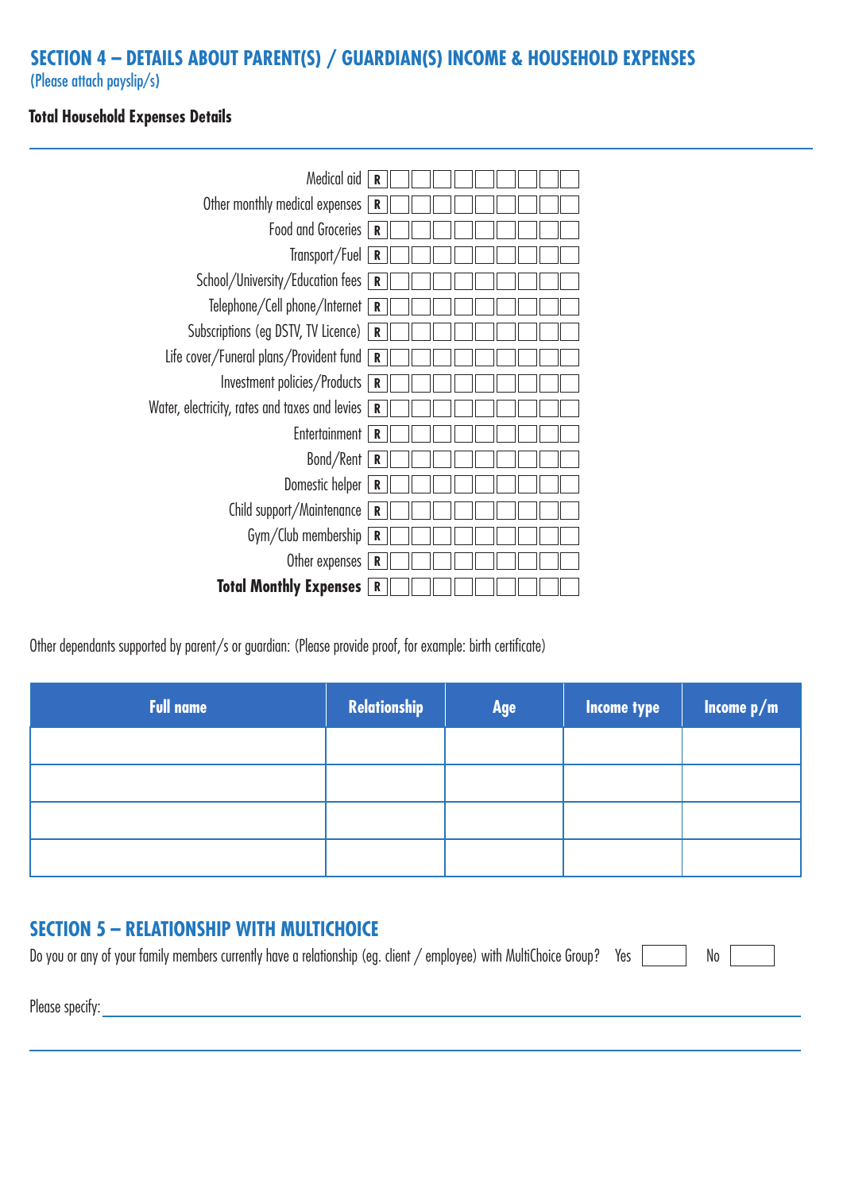## SECTION 4 – DETAILS ABOUT PARENT(S) / GUARDIAN(S) INCOME & HOUSEHOLD EXPENSES

(Please attach payslip/s)

**Total Household Expenses Details**

| Expense | Amount |
|---|---|
| Medical aid | R |
| Other monthly medical expenses | R |
| Food and Groceries | R |
| Transport/Fuel | R |
| School/University/Education fees | R |
| Telephone/Cell phone/Internet | R |
| Subscriptions (eg DSTV, TV Licence) | R |
| Life cover/Funeral plans/Provident fund | R |
| Investment policies/Products | R |
| Water, electricity, rates and taxes and levies | R |
| Entertainment | R |
| Bond/Rent | R |
| Domestic helper | R |
| Child support/Maintenance | R |
| Gym/Club membership | R |
| Other expenses | R |
| **Total Monthly Expenses** | R |

Other dependants supported by parent/s or guardian: (Please provide proof, for example: birth certificate)

| Full name | Relationship | Age | Income type | Income p/m |
|---|---|---|---|---|
| | | | | |
| | | | | |
| | | | | |
| | | | | |

## SECTION 5 – RELATIONSHIP WITH MULTICHOICE

Do you or any of your family members currently have a relationship (eg. client / employee) with MultiChoice Group? Yes [ ] No [ ]

Please specify: ____________________________________________

____________________________________________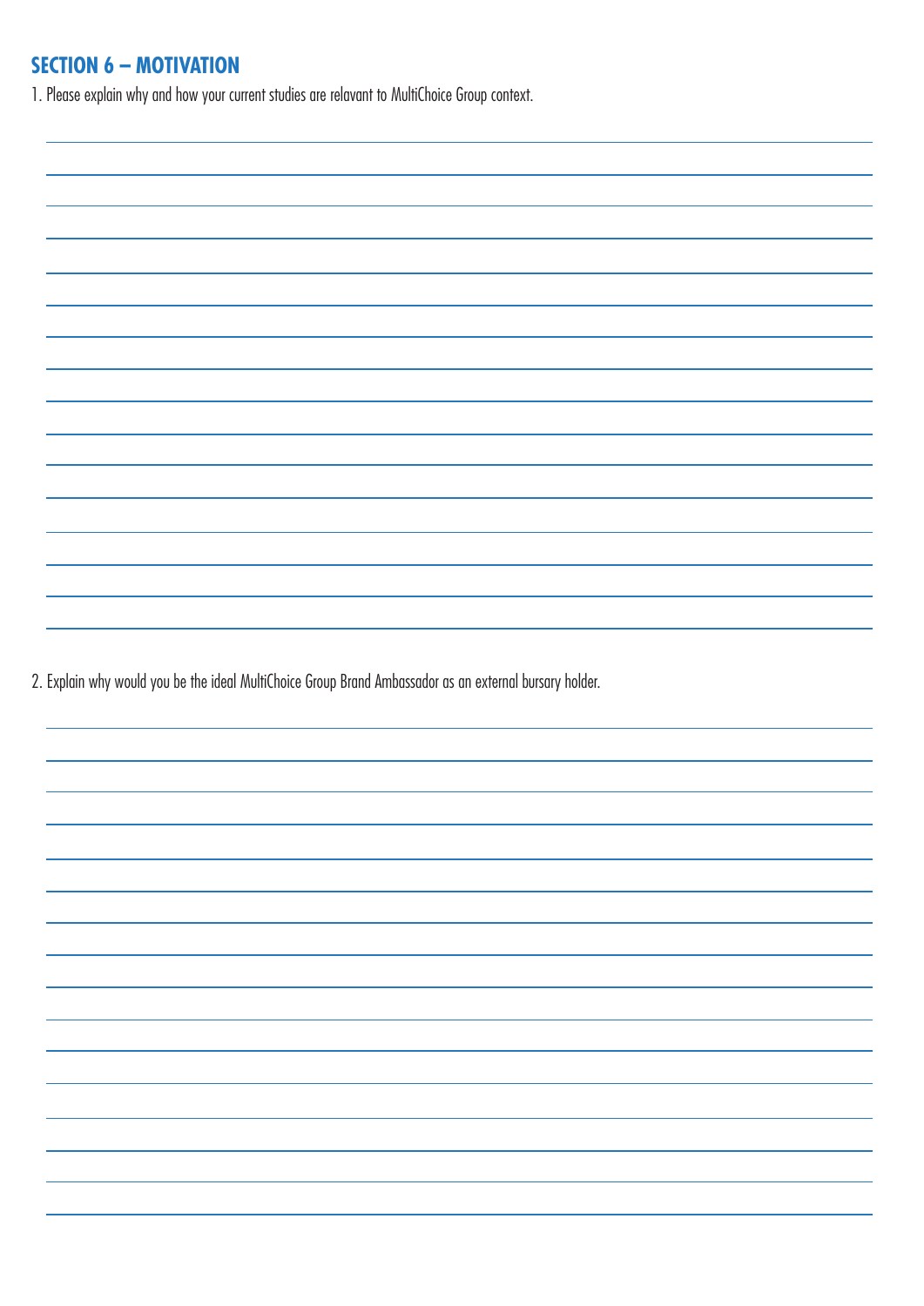## SECTION 6 – MOTIVATION

1. Please explain why and how your current studies are relavant to MultiChoice Group context.

2. Explain why would you be the ideal MultiChoice Group Brand Ambassador as an external bursary holder.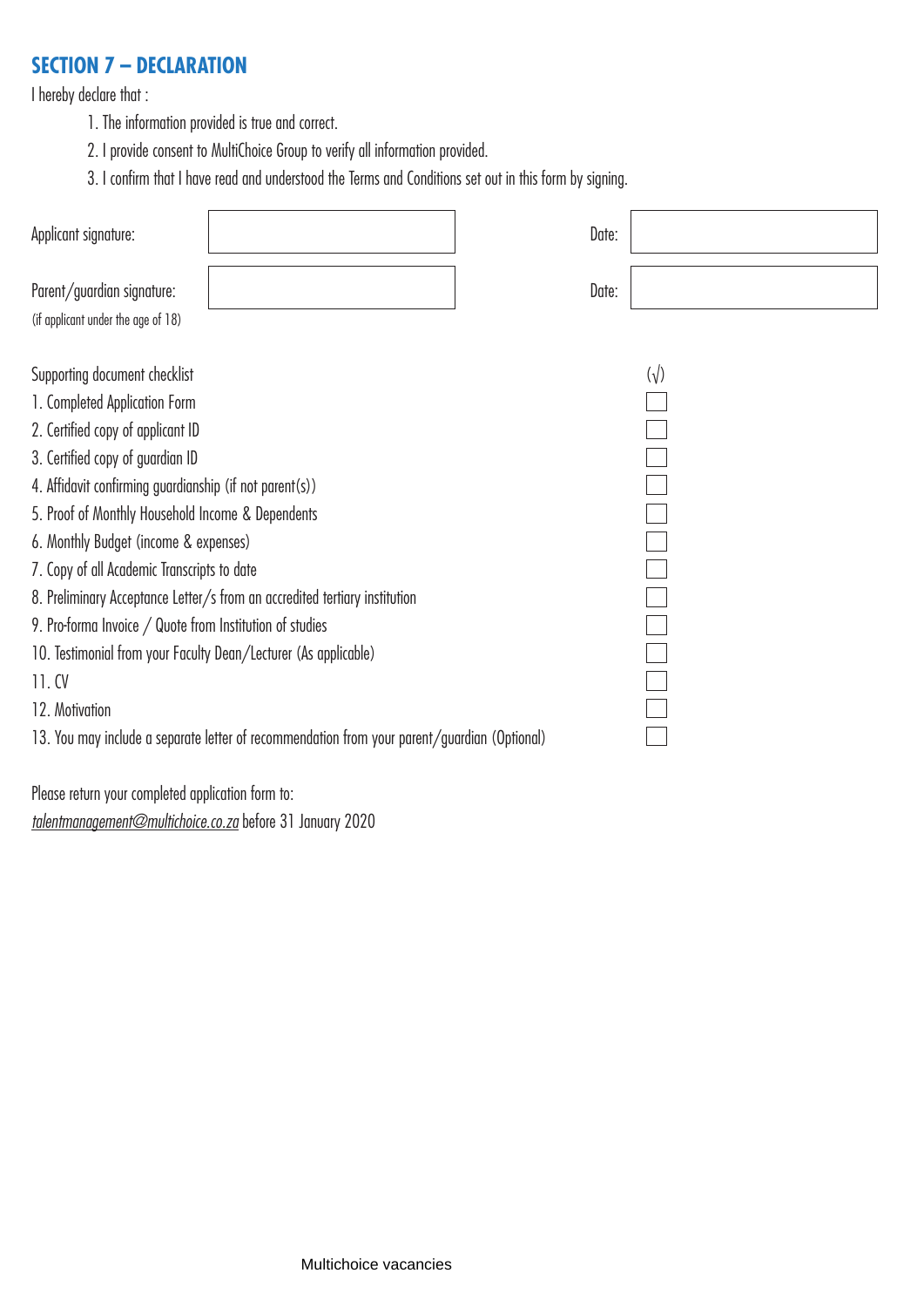## SECTION 7 – DECLARATION

I hereby declare that :

1. The information provided is true and correct.
2. I provide consent to MultiChoice Group to verify all information provided.
3. I confirm that I have read and understood the Terms and Conditions set out in this form by signing.

| | | | |
|---|---|---|---|
| Applicant signature: | | Date: | |
| Parent/guardian signature: (if applicant under the age of 18) | | Date: | |

| Supporting document checklist | (√) |
|---|---|
| 1. Completed Application Form | ☐ |
| 2. Certified copy of applicant ID | ☐ |
| 3. Certified copy of guardian ID | ☐ |
| 4. Affidavit confirming guardianship (if not parent(s)) | ☐ |
| 5. Proof of Monthly Household Income & Dependents | ☐ |
| 6. Monthly Budget (income & expenses) | ☐ |
| 7. Copy of all Academic Transcripts to date | ☐ |
| 8. Preliminary Acceptance Letter/s from an accredited tertiary institution | ☐ |
| 9. Pro-forma Invoice / Quote from Institution of studies | ☐ |
| 10. Testimonial from your Faculty Dean/Lecturer (As applicable) | ☐ |
| 11. CV | ☐ |
| 12. Motivation | ☐ |
| 13. You may include a separate letter of recommendation from your parent/guardian (Optional) | ☐ |

Please return your completed application form to:
*talentmanagement@multichoice.co.za* before 31 January 2020